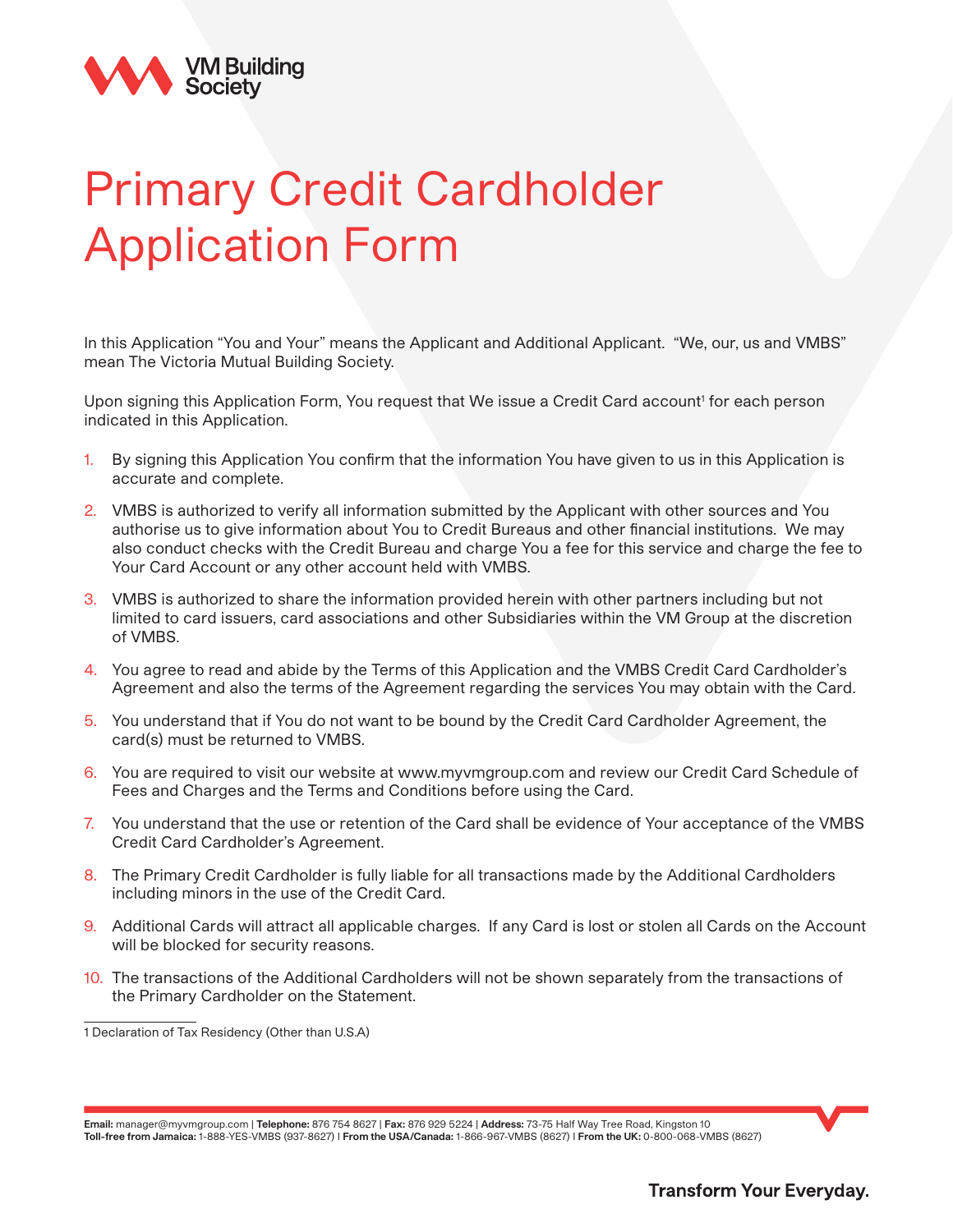VM Building Society

# Primary Credit Cardholder Application Form

In this Application "You and Your" means the Applicant and Additional Applicant. "We, our, us and VMBS" mean The Victoria Mutual Building Society.

Upon signing this Application Form, You request that We issue a Credit Card account[1] for each person indicated in this Application.

1. By signing this Application You confirm that the information You have given to us in this Application is accurate and complete.
2. VMBS is authorized to verify all information submitted by the Applicant with other sources and You authorise us to give information about You to Credit Bureaus and other financial institutions. We may also conduct checks with the Credit Bureau and charge You a fee for this service and charge the fee to Your Card Account or any other account held with VMBS.
3. VMBS is authorized to share the information provided herein with other partners including but not limited to card issuers, card associations and other Subsidiaries within the VM Group at the discretion of VMBS.
4. You agree to read and abide by the Terms of this Application and the VMBS Credit Card Cardholder's Agreement and also the terms of the Agreement regarding the services You may obtain with the Card.
5. You understand that if You do not want to be bound by the Credit Card Cardholder Agreement, the card(s) must be returned to VMBS.
6. You are required to visit our website at www.myvmgroup.com and review our Credit Card Schedule of Fees and Charges and the Terms and Conditions before using the Card.
7. You understand that the use or retention of the Card shall be evidence of Your acceptance of the VMBS Credit Card Cardholder's Agreement.
8. The Primary Credit Cardholder is fully liable for all transactions made by the Additional Cardholders including minors in the use of the Credit Card.
9. Additional Cards will attract all applicable charges. If any Card is lost or stolen all Cards on the Account will be blocked for security reasons.
10. The transactions of the Additional Cardholders will not be shown separately from the transactions of the Primary Cardholder on the Statement.

1 Declaration of Tax Residency (Other than U.S.A)

**Email:** manager@myvmgroup.com | **Telephone:** 876 754 8627 | **Fax:** 876 929 5224 | **Address:** 73-75 Half Way Tree Road, Kingston 10
**Toll-free from Jamaica:** 1-888-YES-VMBS (937-8627) | **From the USA/Canada:** 1-866-967-VMBS (8627) | **From the UK:** 0-800-068-VMBS (8627)

**Transform Your Everyday.**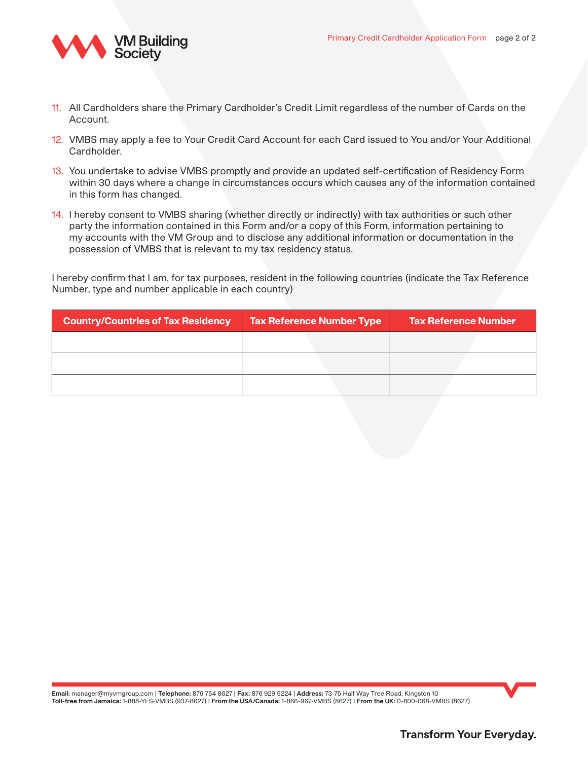11. All Cardholders share the Primary Cardholder's Credit Limit regardless of the number of Cards on the Account.

12. VMBS may apply a fee to Your Credit Card Account for each Card issued to You and/or Your Additional Cardholder.

13. You undertake to advise VMBS promptly and provide an updated self-certification of Residency Form within 30 days where a change in circumstances occurs which causes any of the information contained in this form has changed.

14. I hereby consent to VMBS sharing (whether directly or indirectly) with tax authorities or such other party the information contained in this Form and/or a copy of this Form, information pertaining to my accounts with the VM Group and to disclose any additional information or documentation in the possession of VMBS that is relevant to my tax residency status.

I hereby confirm that I am, for tax purposes, resident in the following countries (indicate the Tax Reference Number, type and number applicable in each country)

| Country/Countries of Tax Residency | Tax Reference Number Type | Tax Reference Number |
|---|---|---|
| | | |
| | | |
| | | |

**Email:** manager@myvmgroup.com | **Telephone:** 876 754 8627 | **Fax:** 876 929 5224 | **Address:** 73-75 Half Way Tree Road, Kingston 10
**Toll-free from Jamaica:** 1-888-YES-VMBS (937-8627) | **From the USA/Canada:** 1-866-967-VMBS (8627) | **From the UK:** 0-800-068-VMBS (8627)

**Transform Your Everyday.**